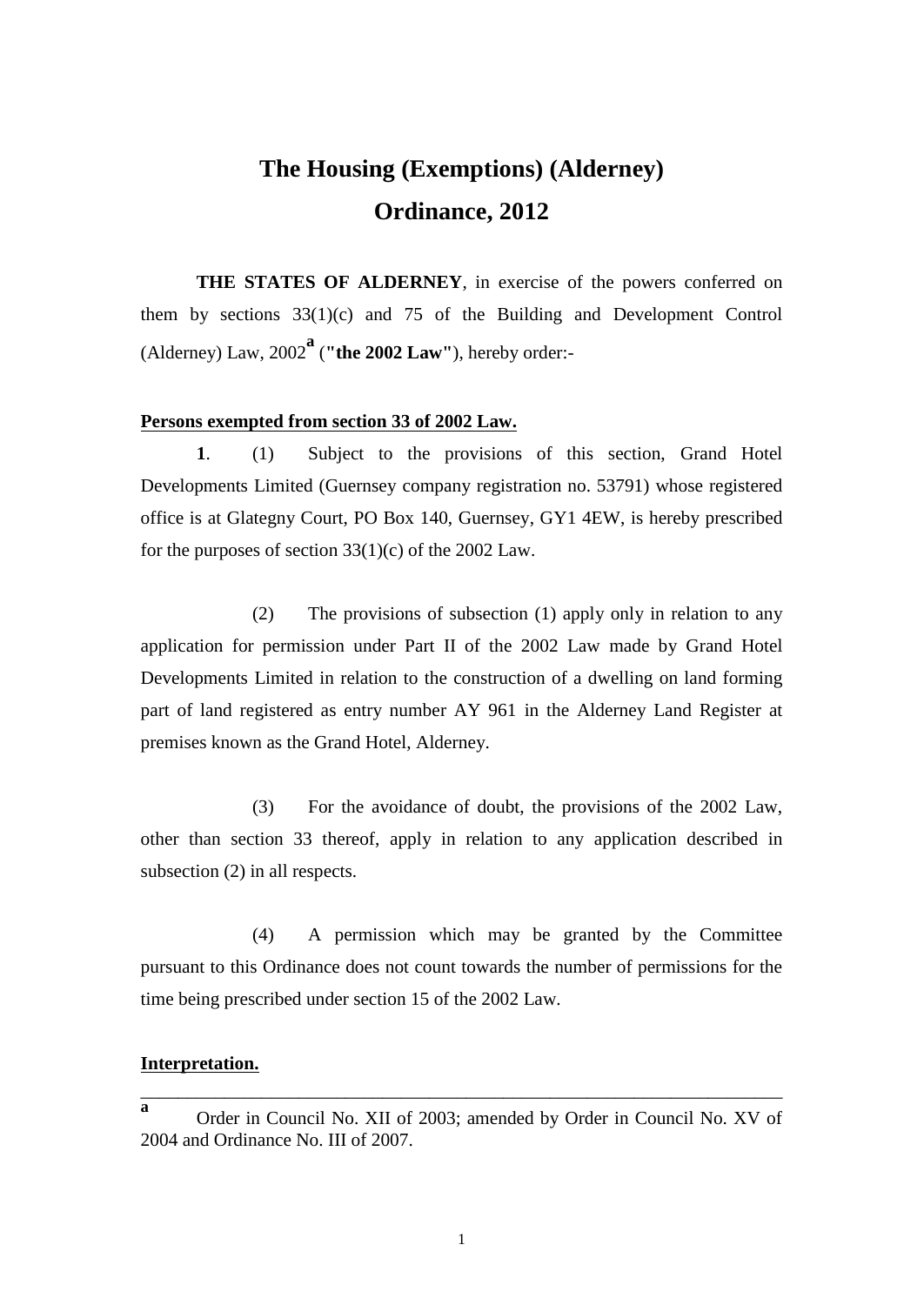# The Housing (Exemptions) (Alderney) Ordinance, 2012

**THE STATES OF ALDERNEY**, in exercise of the powers conferred on them by sections 33(1)(c) and 75 of the Building and Development Control (Alderney) Law, 2002[a] (**"the 2002 Law"**), hereby order:-

**Persons exempted from section 33 of 2002 Law.**

**1**. (1) Subject to the provisions of this section, Grand Hotel Developments Limited (Guernsey company registration no. 53791) whose registered office is at Glategny Court, PO Box 140, Guernsey, GY1 4EW, is hereby prescribed for the purposes of section 33(1)(c) of the 2002 Law.

(2) The provisions of subsection (1) apply only in relation to any application for permission under Part II of the 2002 Law made by Grand Hotel Developments Limited in relation to the construction of a dwelling on land forming part of land registered as entry number AY 961 in the Alderney Land Register at premises known as the Grand Hotel, Alderney.

(3) For the avoidance of doubt, the provisions of the 2002 Law, other than section 33 thereof, apply in relation to any application described in subsection (2) in all respects.

(4) A permission which may be granted by the Committee pursuant to this Ordinance does not count towards the number of permissions for the time being prescribed under section 15 of the 2002 Law.

**Interpretation.**

---

[a] Order in Council No. XII of 2003; amended by Order in Council No. XV of 2004 and Ordinance No. III of 2007.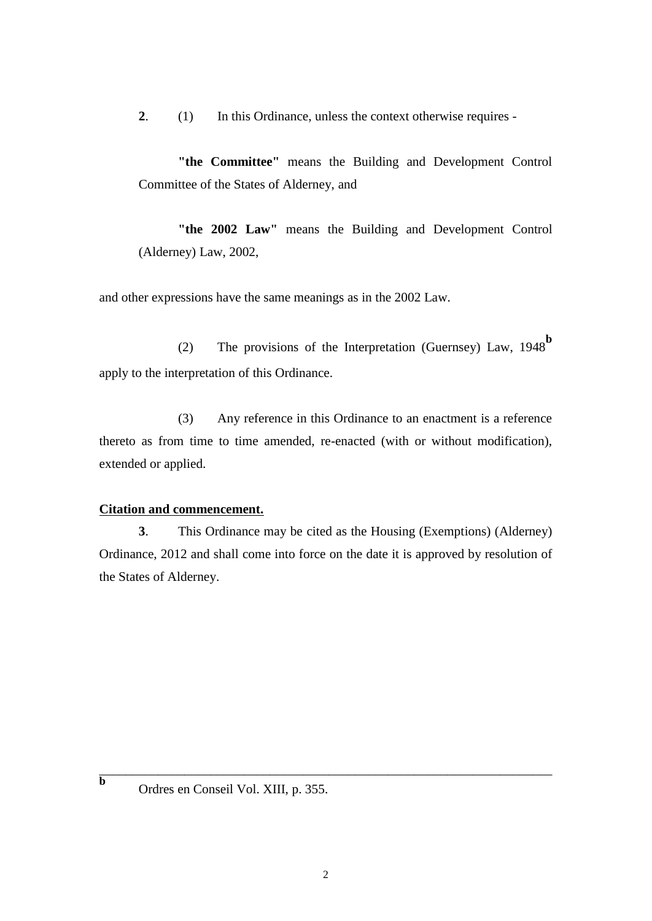**2**. (1) In this Ordinance, unless the context otherwise requires -

**"the Committee"** means the Building and Development Control Committee of the States of Alderney, and

**"the 2002 Law"** means the Building and Development Control (Alderney) Law, 2002,

and other expressions have the same meanings as in the 2002 Law.

(2) The provisions of the Interpretation (Guernsey) Law, 1948[b] apply to the interpretation of this Ordinance.

(3) Any reference in this Ordinance to an enactment is a reference thereto as from time to time amended, re-enacted (with or without modification), extended or applied.

**Citation and commencement.**

**3**. This Ordinance may be cited as the Housing (Exemptions) (Alderney) Ordinance, 2012 and shall come into force on the date it is approved by resolution of the States of Alderney.

---

[b] Ordres en Conseil Vol. XIII, p. 355.